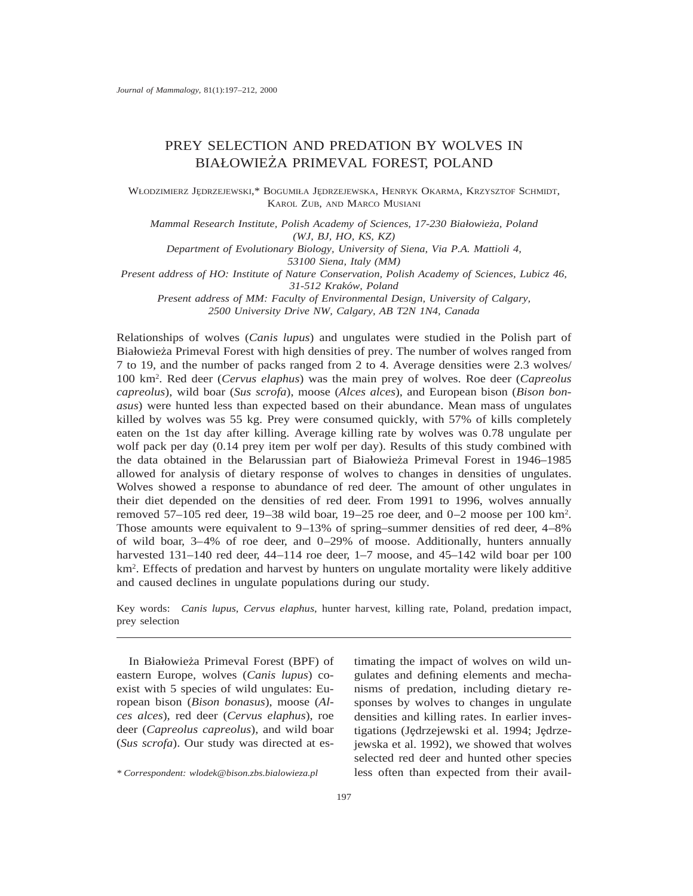# PREY SELECTION AND PREDATION BY WOLVES IN BIAŁOWIEŻA PRIMEVAL FOREST, POLAND

WŁODZIMIERZ JĘDRZEJEWSKI,* BOGUMIŁA JĘDRZEJEWSKA, HENRYK OKARMA, KRZYSZTOF SCHMIDT, KAROL ZUB, AND MARCO MUSIANI

*Mammal Research Institute, Polish Academy of Sciences, 17-230 Białowieża, Poland (WJ, BJ, HO, KS, KZ)*
*Department of Evolutionary Biology, University of Siena, Via P.A. Mattioli 4, 53100 Siena, Italy (MM)*
*Present address of HO: Institute of Nature Conservation, Polish Academy of Sciences, Lubicz 46, 31-512 Kraków, Poland*
*Present address of MM: Faculty of Environmental Design, University of Calgary, 2500 University Drive NW, Calgary, AB T2N 1N4, Canada*

Relationships of wolves (*Canis lupus*) and ungulates were studied in the Polish part of Białowieża Primeval Forest with high densities of prey. The number of wolves ranged from 7 to 19, and the number of packs ranged from 2 to 4. Average densities were 2.3 wolves/100 km$^2$. Red deer (*Cervus elaphus*) was the main prey of wolves. Roe deer (*Capreolus capreolus*), wild boar (*Sus scrofa*), moose (*Alces alces*), and European bison (*Bison bonasus*) were hunted less than expected based on their abundance. Mean mass of ungulates killed by wolves was 55 kg. Prey were consumed quickly, with 57% of kills completely eaten on the 1st day after killing. Average killing rate by wolves was 0.78 ungulate per wolf pack per day (0.14 prey item per wolf per day). Results of this study combined with the data obtained in the Belarussian part of Białowieża Primeval Forest in 1946–1985 allowed for analysis of dietary response of wolves to changes in densities of ungulates. Wolves showed a response to abundance of red deer. The amount of other ungulates in their diet depended on the densities of red deer. From 1991 to 1996, wolves annually removed 57–105 red deer, 19–38 wild boar, 19–25 roe deer, and 0–2 moose per 100 km$^2$. Those amounts were equivalent to 9–13% of spring–summer densities of red deer, 4–8% of wild boar, 3–4% of roe deer, and 0–29% of moose. Additionally, hunters annually harvested 131–140 red deer, 44–114 roe deer, 1–7 moose, and 45–142 wild boar per 100 km$^2$. Effects of predation and harvest by hunters on ungulate mortality were likely additive and caused declines in ungulate populations during our study.

Key words: *Canis lupus*, *Cervus elaphus*, hunter harvest, killing rate, Poland, predation impact, prey selection

In Białowieża Primeval Forest (BPF) of eastern Europe, wolves (*Canis lupus*) coexist with 5 species of wild ungulates: European bison (*Bison bonasus*), moose (*Alces alces*), red deer (*Cervus elaphus*), roe deer (*Capreolus capreolus*), and wild boar (*Sus scrofa*). Our study was directed at estimating the impact of wolves on wild ungulates and defining elements and mechanisms of predation, including dietary responses by wolves to changes in ungulate densities and killing rates. In earlier investigations (Jędrzejewski et al. 1994; Jędrzejewska et al. 1992), we showed that wolves selected red deer and hunted other species less often than expected from their avail-

\* *Correspondent: wlodek@bison.zbs.bialowieza.pl*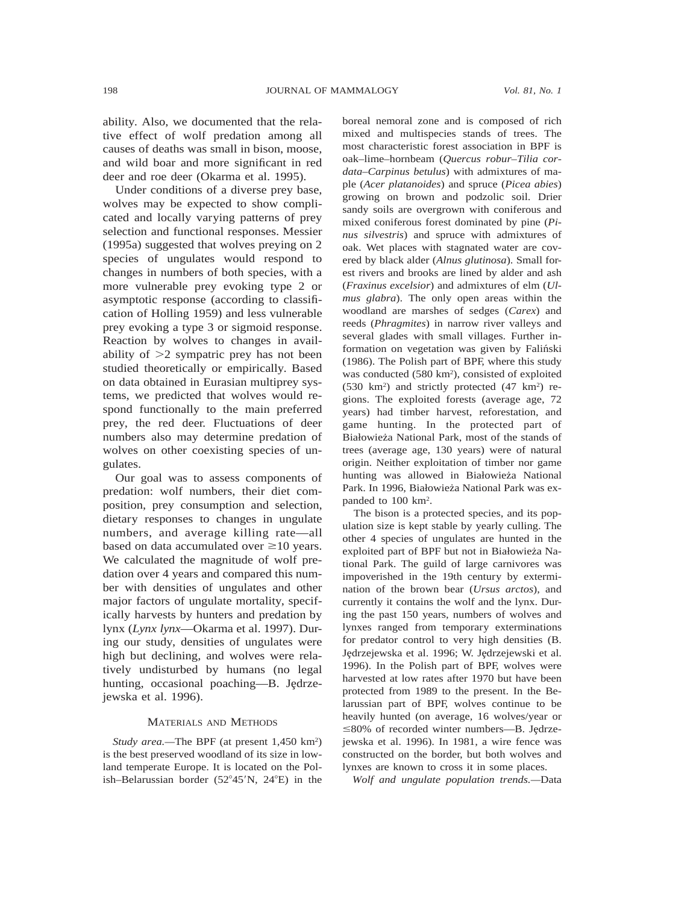ability. Also, we documented that the relative effect of wolf predation among all causes of deaths was small in bison, moose, and wild boar and more significant in red deer and roe deer (Okarma et al. 1995).

Under conditions of a diverse prey base, wolves may be expected to show complicated and locally varying patterns of prey selection and functional responses. Messier (1995a) suggested that wolves preying on 2 species of ungulates would respond to changes in numbers of both species, with a more vulnerable prey evoking type 2 or asymptotic response (according to classification of Holling 1959) and less vulnerable prey evoking a type 3 or sigmoid response. Reaction by wolves to changes in availability of >2 sympatric prey has not been studied theoretically or empirically. Based on data obtained in Eurasian multiprey systems, we predicted that wolves would respond functionally to the main preferred prey, the red deer. Fluctuations of deer numbers also may determine predation of wolves on other coexisting species of ungulates.

Our goal was to assess components of predation: wolf numbers, their diet composition, prey consumption and selection, dietary responses to changes in ungulate numbers, and average killing rate—all based on data accumulated over ≥10 years. We calculated the magnitude of wolf predation over 4 years and compared this number with densities of ungulates and other major factors of ungulate mortality, specifically harvests by hunters and predation by lynx (*Lynx lynx*—Okarma et al. 1997). During our study, densities of ungulates were high but declining, and wolves were relatively undisturbed by humans (no legal hunting, occasional poaching—B. Jędrzejewska et al. 1996).

## Materials and Methods

*Study area.*—The BPF (at present 1,450 km$^2$) is the best preserved woodland of its size in lowland temperate Europe. It is located on the Polish–Belarussian border (52°45′N, 24°E) in the boreal nemoral zone and is composed of rich mixed and multispecies stands of trees. The most characteristic forest association in BPF is oak–lime–hornbeam (*Quercus robur–Tilia cordata–Carpinus betulus*) with admixtures of maple (*Acer platanoides*) and spruce (*Picea abies*) growing on brown and podzolic soil. Drier sandy soils are overgrown with coniferous and mixed coniferous forest dominated by pine (*Pinus silvestris*) and spruce with admixtures of oak. Wet places with stagnated water are covered by black alder (*Alnus glutinosa*). Small forest rivers and brooks are lined by alder and ash (*Fraxinus excelsior*) and admixtures of elm (*Ulmus glabra*). The only open areas within the woodland are marshes of sedges (*Carex*) and reeds (*Phragmites*) in narrow river valleys and several glades with small villages. Further information on vegetation was given by Faliński (1986). The Polish part of BPF, where this study was conducted (580 km$^2$), consisted of exploited (530 km$^2$) and strictly protected (47 km$^2$) regions. The exploited forests (average age, 72 years) had timber harvest, reforestation, and game hunting. In the protected part of Białowieża National Park, most of the stands of trees (average age, 130 years) were of natural origin. Neither exploitation of timber nor game hunting was allowed in Białowieża National Park. In 1996, Białowieża National Park was expanded to 100 km$^2$.

The bison is a protected species, and its population size is kept stable by yearly culling. The other 4 species of ungulates are hunted in the exploited part of BPF but not in Białowieża National Park. The guild of large carnivores was impoverished in the 19th century by extermination of the brown bear (*Ursus arctos*), and currently it contains the wolf and the lynx. During the past 150 years, numbers of wolves and lynxes ranged from temporary exterminations for predator control to very high densities (B. Jędrzejewska et al. 1996; W. Jędrzejewski et al. 1996). In the Polish part of BPF, wolves were harvested at low rates after 1970 but have been protected from 1989 to the present. In the Belarussian part of BPF, wolves continue to be heavily hunted (on average, 16 wolves/year or ≤80% of recorded winter numbers—B. Jędrzejewska et al. 1996). In 1981, a wire fence was constructed on the border, but both wolves and lynxes are known to cross it in some places.

*Wolf and ungulate population trends.*—Data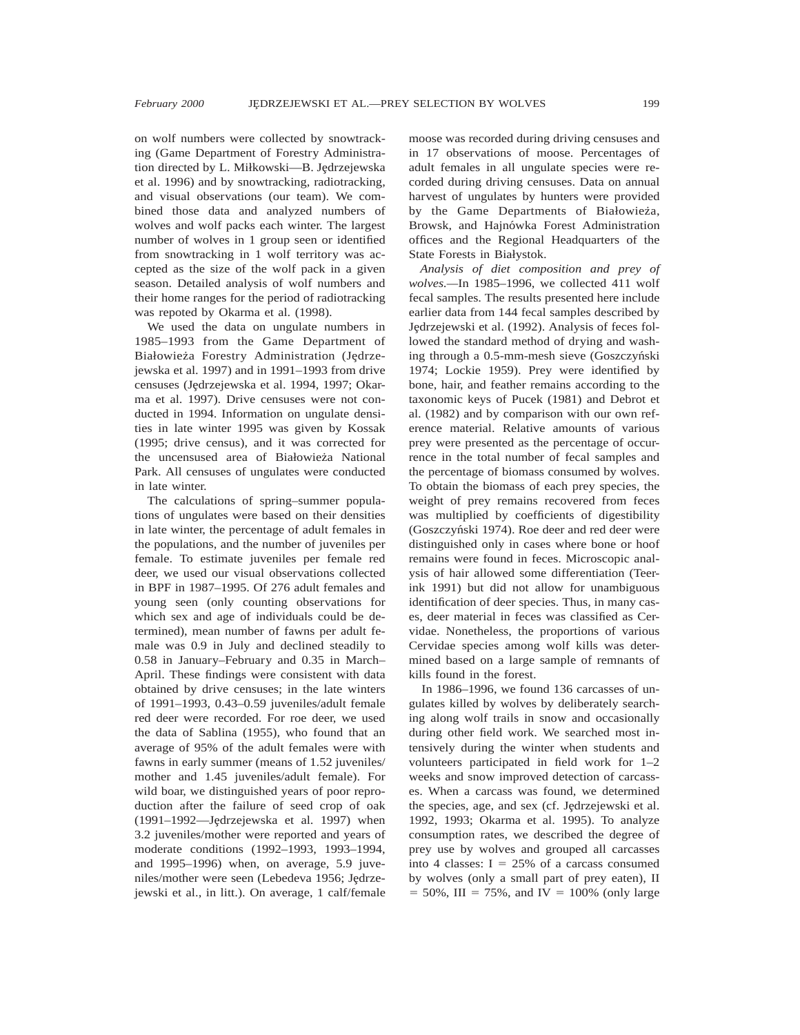on wolf numbers were collected by snowtracking (Game Department of Forestry Administration directed by L. Miłkowski—B. Jędrzejewska et al. 1996) and by snowtracking, radiotracking, and visual observations (our team). We combined those data and analyzed numbers of wolves and wolf packs each winter. The largest number of wolves in 1 group seen or identified from snowtracking in 1 wolf territory was accepted as the size of the wolf pack in a given season. Detailed analysis of wolf numbers and their home ranges for the period of radiotracking was repoted by Okarma et al. (1998).

We used the data on ungulate numbers in 1985–1993 from the Game Department of Białowieża Forestry Administration (Jędrzejewska et al. 1997) and in 1991–1993 from drive censuses (Jędrzejewska et al. 1994, 1997; Okarma et al. 1997). Drive censuses were not conducted in 1994. Information on ungulate densities in late winter 1995 was given by Kossak (1995; drive census), and it was corrected for the uncensused area of Białowieża National Park. All censuses of ungulates were conducted in late winter.

The calculations of spring–summer populations of ungulates were based on their densities in late winter, the percentage of adult females in the populations, and the number of juveniles per female. To estimate juveniles per female red deer, we used our visual observations collected in BPF in 1987–1995. Of 276 adult females and young seen (only counting observations for which sex and age of individuals could be determined), mean number of fawns per adult female was 0.9 in July and declined steadily to 0.58 in January–February and 0.35 in March–April. These findings were consistent with data obtained by drive censuses; in the late winters of 1991–1993, 0.43–0.59 juveniles/adult female red deer were recorded. For roe deer, we used the data of Sablina (1955), who found that an average of 95% of the adult females were with fawns in early summer (means of 1.52 juveniles/mother and 1.45 juveniles/adult female). For wild boar, we distinguished years of poor reproduction after the failure of seed crop of oak (1991–1992—Jędrzejewska et al. 1997) when 3.2 juveniles/mother were reported and years of moderate conditions (1992–1993, 1993–1994, and 1995–1996) when, on average, 5.9 juveniles/mother were seen (Lebedeva 1956; Jędrzejewski et al., in litt.). On average, 1 calf/female moose was recorded during driving censuses and in 17 observations of moose. Percentages of adult females in all ungulate species were recorded during driving censuses. Data on annual harvest of ungulates by hunters were provided by the Game Departments of Białowieża, Browsk, and Hajnówka Forest Administration offices and the Regional Headquarters of the State Forests in Białystok.

*Analysis of diet composition and prey of wolves.*—In 1985–1996, we collected 411 wolf fecal samples. The results presented here include earlier data from 144 fecal samples described by Jędrzejewski et al. (1992). Analysis of feces followed the standard method of drying and washing through a 0.5-mm-mesh sieve (Goszczyński 1974; Lockie 1959). Prey were identified by bone, hair, and feather remains according to the taxonomic keys of Pucek (1981) and Debrot et al. (1982) and by comparison with our own reference material. Relative amounts of various prey were presented as the percentage of occurrence in the total number of fecal samples and the percentage of biomass consumed by wolves. To obtain the biomass of each prey species, the weight of prey remains recovered from feces was multiplied by coefficients of digestibility (Goszczyński 1974). Roe deer and red deer were distinguished only in cases where bone or hoof remains were found in feces. Microscopic analysis of hair allowed some differentiation (Teerink 1991) but did not allow for unambiguous identification of deer species. Thus, in many cases, deer material in feces was classified as Cervidae. Nonetheless, the proportions of various Cervidae species among wolf kills was determined based on a large sample of remnants of kills found in the forest.

In 1986–1996, we found 136 carcasses of ungulates killed by wolves by deliberately searching along wolf trails in snow and occasionally during other field work. We searched most intensively during the winter when students and volunteers participated in field work for 1–2 weeks and snow improved detection of carcasses. When a carcass was found, we determined the species, age, and sex (cf. Jędrzejewski et al. 1992, 1993; Okarma et al. 1995). To analyze consumption rates, we described the degree of prey use by wolves and grouped all carcasses into 4 classes: I = 25% of a carcass consumed by wolves (only a small part of prey eaten), II = 50%, III = 75%, and IV = 100% (only large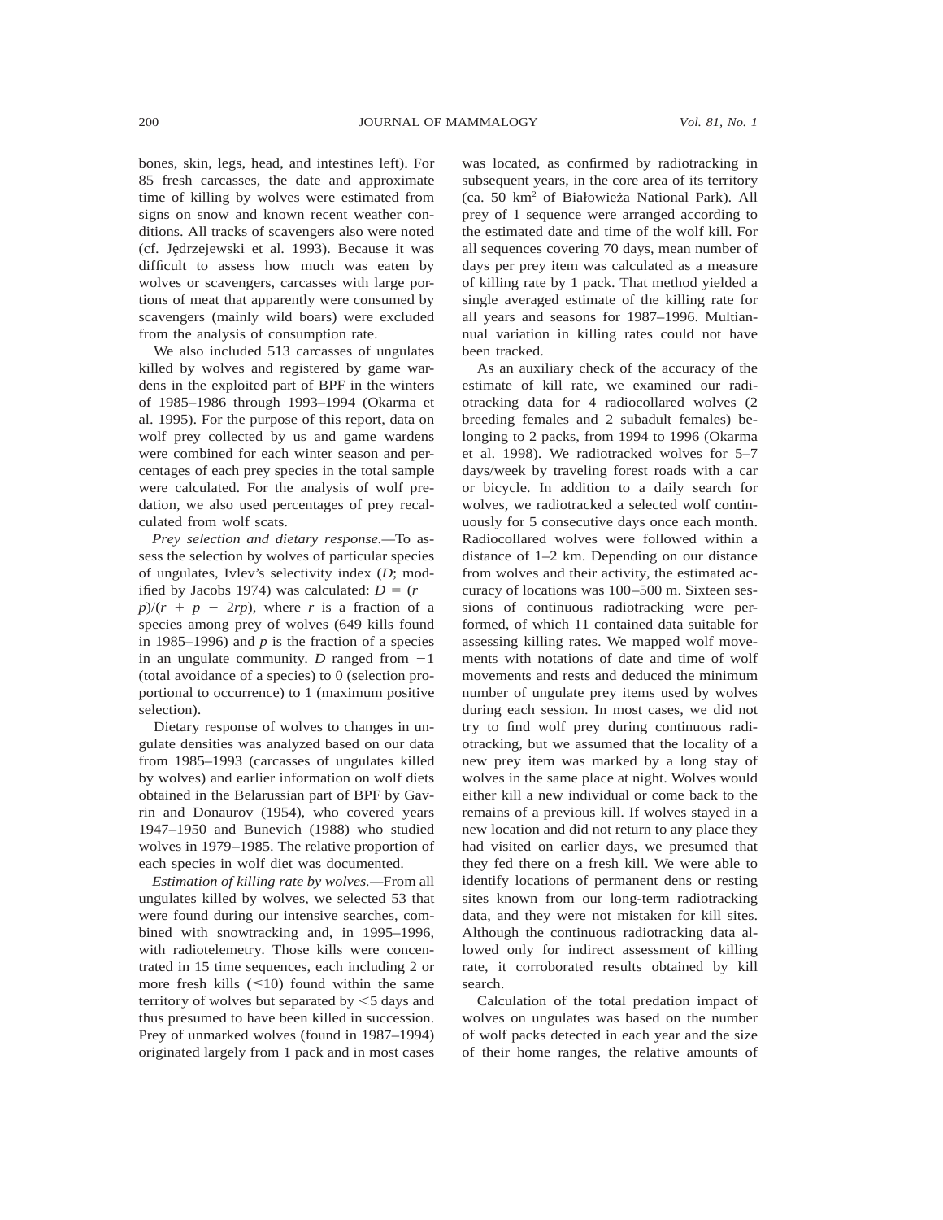bones, skin, legs, head, and intestines left). For 85 fresh carcasses, the date and approximate time of killing by wolves were estimated from signs on snow and known recent weather conditions. All tracks of scavengers also were noted (cf. Jędrzejewski et al. 1993). Because it was difficult to assess how much was eaten by wolves or scavengers, carcasses with large portions of meat that apparently were consumed by scavengers (mainly wild boars) were excluded from the analysis of consumption rate.

We also included 513 carcasses of ungulates killed by wolves and registered by game wardens in the exploited part of BPF in the winters of 1985–1986 through 1993–1994 (Okarma et al. 1995). For the purpose of this report, data on wolf prey collected by us and game wardens were combined for each winter season and percentages of each prey species in the total sample were calculated. For the analysis of wolf predation, we also used percentages of prey recalculated from wolf scats.

*Prey selection and dietary response.*—To assess the selection by wolves of particular species of ungulates, Ivlev's selectivity index ($D$; modified by Jacobs 1974) was calculated: $D = (r - p)/(r + p - 2rp)$, where $r$ is a fraction of a species among prey of wolves (649 kills found in 1985–1996) and $p$ is the fraction of a species in an ungulate community. $D$ ranged from $-1$ (total avoidance of a species) to 0 (selection proportional to occurrence) to 1 (maximum positive selection).

Dietary response of wolves to changes in ungulate densities was analyzed based on our data from 1985–1993 (carcasses of ungulates killed by wolves) and earlier information on wolf diets obtained in the Belarussian part of BPF by Gavrin and Donaurov (1954), who covered years 1947–1950 and Bunevich (1988) who studied wolves in 1979–1985. The relative proportion of each species in wolf diet was documented.

*Estimation of killing rate by wolves.*—From all ungulates killed by wolves, we selected 53 that were found during our intensive searches, combined with snowtracking and, in 1995–1996, with radiotelemetry. Those kills were concentrated in 15 time sequences, each including 2 or more fresh kills ($\leq 10$) found within the same territory of wolves but separated by $<5$ days and thus presumed to have been killed in succession. Prey of unmarked wolves (found in 1987–1994) originated largely from 1 pack and in most cases was located, as confirmed by radiotracking in subsequent years, in the core area of its territory (ca. 50 $km^2$ of Białowieża National Park). All prey of 1 sequence were arranged according to the estimated date and time of the wolf kill. For all sequences covering 70 days, mean number of days per prey item was calculated as a measure of killing rate by 1 pack. That method yielded a single averaged estimate of the killing rate for all years and seasons for 1987–1996. Multiannual variation in killing rates could not have been tracked.

As an auxiliary check of the accuracy of the estimate of kill rate, we examined our radiotracking data for 4 radiocollared wolves (2 breeding females and 2 subadult females) belonging to 2 packs, from 1994 to 1996 (Okarma et al. 1998). We radiotracked wolves for 5–7 days/week by traveling forest roads with a car or bicycle. In addition to a daily search for wolves, we radiotracked a selected wolf continuously for 5 consecutive days once each month. Radiocollared wolves were followed within a distance of 1–2 km. Depending on our distance from wolves and their activity, the estimated accuracy of locations was 100–500 m. Sixteen sessions of continuous radiotracking were performed, of which 11 contained data suitable for assessing killing rates. We mapped wolf movements with notations of date and time of wolf movements and rests and deduced the minimum number of ungulate prey items used by wolves during each session. In most cases, we did not try to find wolf prey during continuous radiotracking, but we assumed that the locality of a new prey item was marked by a long stay of wolves in the same place at night. Wolves would either kill a new individual or come back to the remains of a previous kill. If wolves stayed in a new location and did not return to any place they had visited on earlier days, we presumed that they fed there on a fresh kill. We were able to identify locations of permanent dens or resting sites known from our long-term radiotracking data, and they were not mistaken for kill sites. Although the continuous radiotracking data allowed only for indirect assessment of killing rate, it corroborated results obtained by kill search.

Calculation of the total predation impact of wolves on ungulates was based on the number of wolf packs detected in each year and the size of their home ranges, the relative amounts of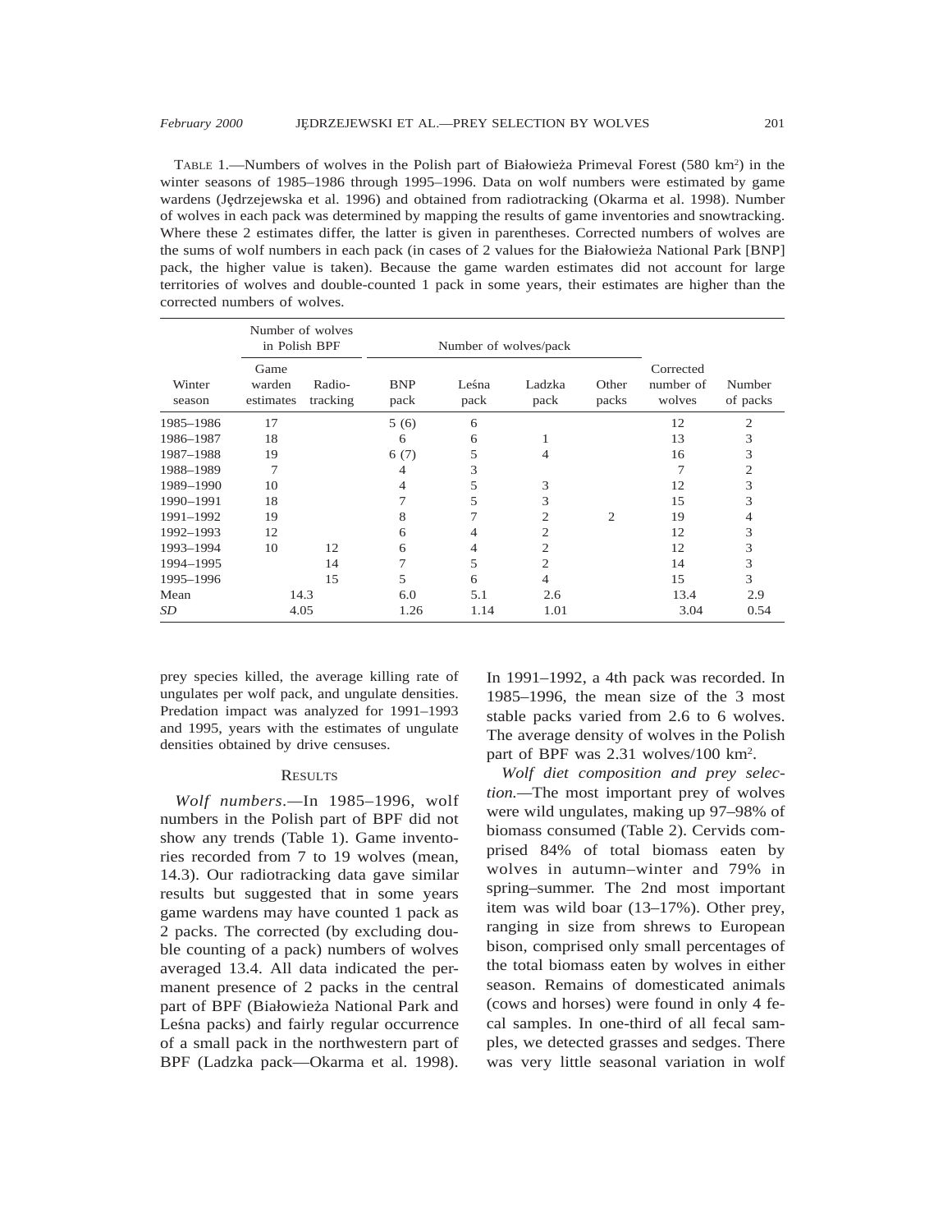TABLE 1.—Numbers of wolves in the Polish part of Białowieża Primeval Forest (580 km²) in the winter seasons of 1985–1986 through 1995–1996. Data on wolf numbers were estimated by game wardens (Jędrzejewska et al. 1996) and obtained from radiotracking (Okarma et al. 1998). Number of wolves in each pack was determined by mapping the results of game inventories and snowtracking. Where these 2 estimates differ, the latter is given in parentheses. Corrected numbers of wolves are the sums of wolf numbers in each pack (in cases of 2 values for the Białowieża National Park [BNP] pack, the higher value is taken). Because the game warden estimates did not account for large territories of wolves and double-counted 1 pack in some years, their estimates are higher than the corrected numbers of wolves.

| | Number of wolves in Polish BPF | | Number of wolves/pack | | | | | |
|---|---|---|---|---|---|---|---|---|
| Winter season | Game warden estimates | Radio-tracking | BNP pack | Leśna pack | Ladzka pack | Other packs | Corrected number of wolves | Number of packs |
| 1985–1986 | 17 | | 5 (6) | 6 | | | 12 | 2 |
| 1986–1987 | 18 | | 6 | 6 | 1 | | 13 | 3 |
| 1987–1988 | 19 | | 6 (7) | 5 | 4 | | 16 | 3 |
| 1988–1989 | 7 | | 4 | 3 | | | 7 | 2 |
| 1989–1990 | 10 | | 4 | 5 | 3 | | 12 | 3 |
| 1990–1991 | 18 | | 7 | 5 | 3 | | 15 | 3 |
| 1991–1992 | 19 | | 8 | 7 | 2 | 2 | 19 | 4 |
| 1992–1993 | 12 | | 6 | 4 | 2 | | 12 | 3 |
| 1993–1994 | 10 | 12 | 6 | 4 | 2 | | 12 | 3 |
| 1994–1995 | | 14 | 7 | 5 | 2 | | 14 | 3 |
| 1995–1996 | | 15 | 5 | 6 | 4 | | 15 | 3 |
| Mean | 14.3 | | 6.0 | 5.1 | 2.6 | | 13.4 | 2.9 |
| *SD* | 4.05 | | 1.26 | 1.14 | 1.01 | | 3.04 | 0.54 |

prey species killed, the average killing rate of ungulates per wolf pack, and ungulate densities. Predation impact was analyzed for 1991–1993 and 1995, years with the estimates of ungulate densities obtained by drive censuses.

## RESULTS

*Wolf numbers*.—In 1985–1996, wolf numbers in the Polish part of BPF did not show any trends (Table 1). Game inventories recorded from 7 to 19 wolves (mean, 14.3). Our radiotracking data gave similar results but suggested that in some years game wardens may have counted 1 pack as 2 packs. The corrected (by excluding double counting of a pack) numbers of wolves averaged 13.4. All data indicated the permanent presence of 2 packs in the central part of BPF (Białowieża National Park and Leśna packs) and fairly regular occurrence of a small pack in the northwestern part of BPF (Ladzka pack—Okarma et al. 1998). In 1991–1992, a 4th pack was recorded. In 1985–1996, the mean size of the 3 most stable packs varied from 2.6 to 6 wolves. The average density of wolves in the Polish part of BPF was 2.31 wolves/100 km².

*Wolf diet composition and prey selection.*—The most important prey of wolves were wild ungulates, making up 97–98% of biomass consumed (Table 2). Cervids comprised 84% of total biomass eaten by wolves in autumn–winter and 79% in spring–summer. The 2nd most important item was wild boar (13–17%). Other prey, ranging in size from shrews to European bison, comprised only small percentages of the total biomass eaten by wolves in either season. Remains of domesticated animals (cows and horses) were found in only 4 fecal samples. In one-third of all fecal samples, we detected grasses and sedges. There was very little seasonal variation in wolf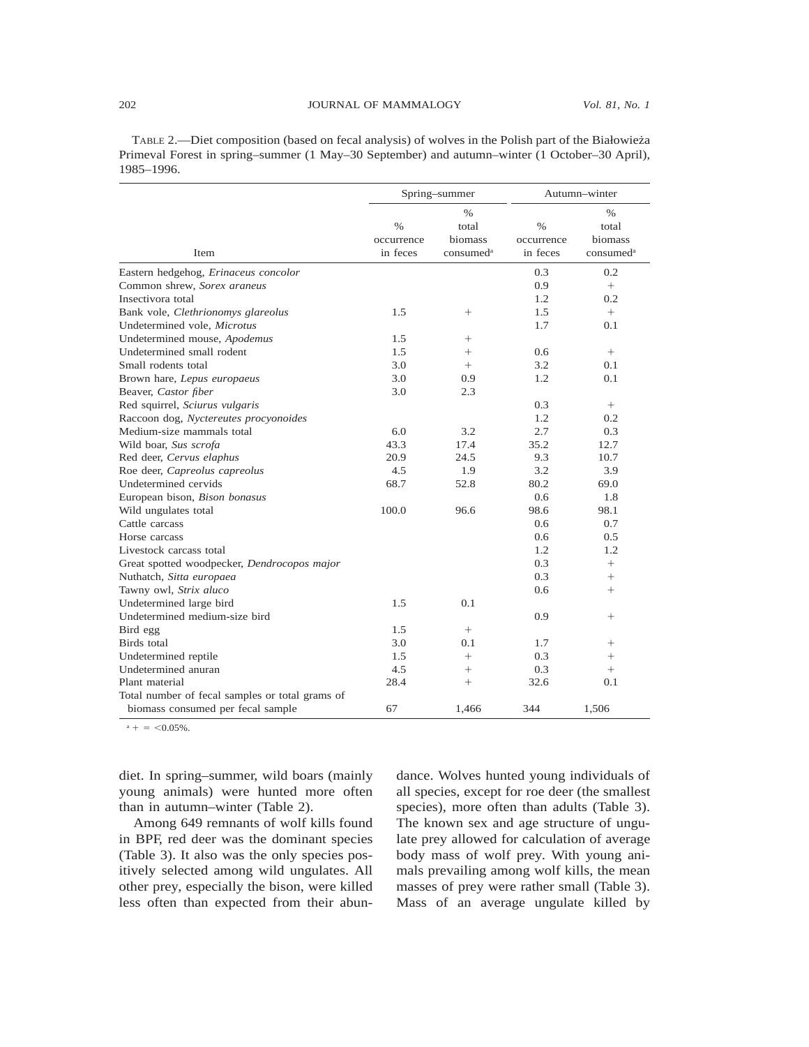TABLE 2.—Diet composition (based on fecal analysis) of wolves in the Polish part of the Białowieża Primeval Forest in spring–summer (1 May–30 September) and autumn–winter (1 October–30 April), 1985–1996.

| Item | Spring–summer | | Autumn–winter | |
|---|---|---|---|---|
| | % occurrence in feces | % total biomass consumed[a] | % occurrence in feces | % total biomass consumed[a] |
| Eastern hedgehog, *Erinaceus concolor* | | | 0.3 | 0.2 |
| Common shrew, *Sorex araneus* | | | 0.9 | + |
| Insectivora total | | | 1.2 | 0.2 |
| Bank vole, *Clethrionomys glareolus* | 1.5 | + | 1.5 | + |
| Undetermined vole, *Microtus* | | | 1.7 | 0.1 |
| Undetermined mouse, *Apodemus* | 1.5 | + | | |
| Undetermined small rodent | 1.5 | + | 0.6 | + |
| Small rodents total | 3.0 | + | 3.2 | 0.1 |
| Brown hare, *Lepus europaeus* | 3.0 | 0.9 | 1.2 | 0.1 |
| Beaver, *Castor fiber* | 3.0 | 2.3 | | |
| Red squirrel, *Sciurus vulgaris* | | | 0.3 | + |
| Raccoon dog, *Nyctereutes procyonoides* | | | 1.2 | 0.2 |
| Medium-size mammals total | 6.0 | 3.2 | 2.7 | 0.3 |
| Wild boar, *Sus scrofa* | 43.3 | 17.4 | 35.2 | 12.7 |
| Red deer, *Cervus elaphus* | 20.9 | 24.5 | 9.3 | 10.7 |
| Roe deer, *Capreolus capreolus* | 4.5 | 1.9 | 3.2 | 3.9 |
| Undetermined cervids | 68.7 | 52.8 | 80.2 | 69.0 |
| European bison, *Bison bonasus* | | | 0.6 | 1.8 |
| Wild ungulates total | 100.0 | 96.6 | 98.6 | 98.1 |
| Cattle carcass | | | 0.6 | 0.7 |
| Horse carcass | | | 0.6 | 0.5 |
| Livestock carcass total | | | 1.2 | 1.2 |
| Great spotted woodpecker, *Dendrocopos major* | | | 0.3 | + |
| Nuthatch, *Sitta europaea* | | | 0.3 | + |
| Tawny owl, *Strix aluco* | | | 0.6 | + |
| Undetermined large bird | 1.5 | 0.1 | | |
| Undetermined medium-size bird | | | 0.9 | + |
| Bird egg | 1.5 | + | | |
| Birds total | 3.0 | 0.1 | 1.7 | + |
| Undetermined reptile | 1.5 | + | 0.3 | + |
| Undetermined anuran | 4.5 | + | 0.3 | + |
| Plant material | 28.4 | + | 32.6 | 0.1 |
| Total number of fecal samples or total grams of biomass consumed per fecal sample | 67 | 1,466 | 344 | 1,506 |

[a] + = <0.05%.

diet. In spring–summer, wild boars (mainly young animals) were hunted more often than in autumn–winter (Table 2).

Among 649 remnants of wolf kills found in BPF, red deer was the dominant species (Table 3). It also was the only species positively selected among wild ungulates. All other prey, especially the bison, were killed less often than expected from their abundance. Wolves hunted young individuals of all species, except for roe deer (the smallest species), more often than adults (Table 3). The known sex and age structure of ungulate prey allowed for calculation of average body mass of wolf prey. With young animals prevailing among wolf kills, the mean masses of prey were rather small (Table 3). Mass of an average ungulate killed by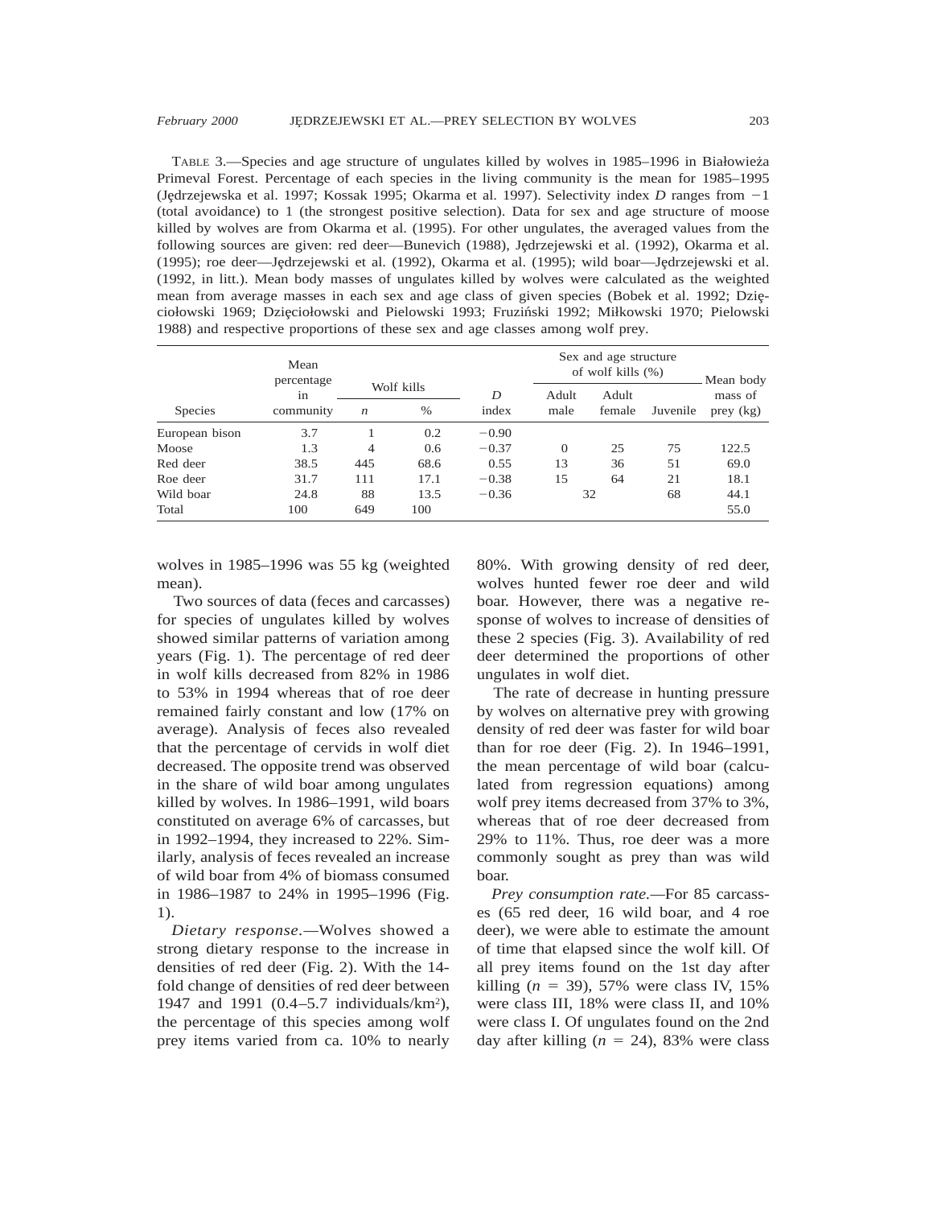TABLE 3.—Species and age structure of ungulates killed by wolves in 1985–1996 in Białowieża Primeval Forest. Percentage of each species in the living community is the mean for 1985–1995 (Jędrzejewska et al. 1997; Kossak 1995; Okarma et al. 1997). Selectivity index *D* ranges from −1 (total avoidance) to 1 (the strongest positive selection). Data for sex and age structure of moose killed by wolves are from Okarma et al. (1995). For other ungulates, the averaged values from the following sources are given: red deer—Bunevich (1988), Jędrzejewski et al. (1992), Okarma et al. (1995); roe deer—Jędrzejewski et al. (1992), Okarma et al. (1995); wild boar—Jędrzejewski et al. (1992, in litt.). Mean body masses of ungulates killed by wolves were calculated as the weighted mean from average masses in each sex and age class of given species (Bobek et al. 1992; Dzięciołowski 1969; Dzięciołowski and Pielowski 1993; Fruziński 1992; Miłkowski 1970; Pielowski 1988) and respective proportions of these sex and age classes among wolf prey.

| Species | Mean percentage in community | Wolf kills | | *D* index | Sex and age structure of wolf kills (%) | | | Mean body mass of prey (kg) |
|---|---|---|---|---|---|---|---|---|
| | | *n* | % | | Adult male | Adult female | Juvenile | |
| European bison | 3.7 | 1 | 0.2 | −0.90 | | | | |
| Moose | 1.3 | 4 | 0.6 | −0.37 | 0 | 25 | 75 | 122.5 |
| Red deer | 38.5 | 445 | 68.6 | 0.55 | 13 | 36 | 51 | 69.0 |
| Roe deer | 31.7 | 111 | 17.1 | −0.38 | 15 | 64 | 21 | 18.1 |
| Wild boar | 24.8 | 88 | 13.5 | −0.36 | 32 | | 68 | 44.1 |
| Total | 100 | 649 | 100 | | | | | 55.0 |

wolves in 1985–1996 was 55 kg (weighted mean).

Two sources of data (feces and carcasses) for species of ungulates killed by wolves showed similar patterns of variation among years (Fig. 1). The percentage of red deer in wolf kills decreased from 82% in 1986 to 53% in 1994 whereas that of roe deer remained fairly constant and low (17% on average). Analysis of feces also revealed that the percentage of cervids in wolf diet decreased. The opposite trend was observed in the share of wild boar among ungulates killed by wolves. In 1986–1991, wild boars constituted on average 6% of carcasses, but in 1992–1994, they increased to 22%. Similarly, analysis of feces revealed an increase of wild boar from 4% of biomass consumed in 1986–1987 to 24% in 1995–1996 (Fig. 1).

*Dietary response.*—Wolves showed a strong dietary response to the increase in densities of red deer (Fig. 2). With the 14-fold change of densities of red deer between 1947 and 1991 (0.4–5.7 individuals/km$^2$), the percentage of this species among wolf prey items varied from ca. 10% to nearly 80%. With growing density of red deer, wolves hunted fewer roe deer and wild boar. However, there was a negative response of wolves to increase of densities of these 2 species (Fig. 3). Availability of red deer determined the proportions of other ungulates in wolf diet.

The rate of decrease in hunting pressure by wolves on alternative prey with growing density of red deer was faster for wild boar than for roe deer (Fig. 2). In 1946–1991, the mean percentage of wild boar (calculated from regression equations) among wolf prey items decreased from 37% to 3%, whereas that of roe deer decreased from 29% to 11%. Thus, roe deer was a more commonly sought as prey than was wild boar.

*Prey consumption rate.*—For 85 carcasses (65 red deer, 16 wild boar, and 4 roe deer), we were able to estimate the amount of time that elapsed since the wolf kill. Of all prey items found on the 1st day after killing ($n = 39$), 57% were class IV, 15% were class III, 18% were class II, and 10% were class I. Of ungulates found on the 2nd day after killing ($n = 24$), 83% were class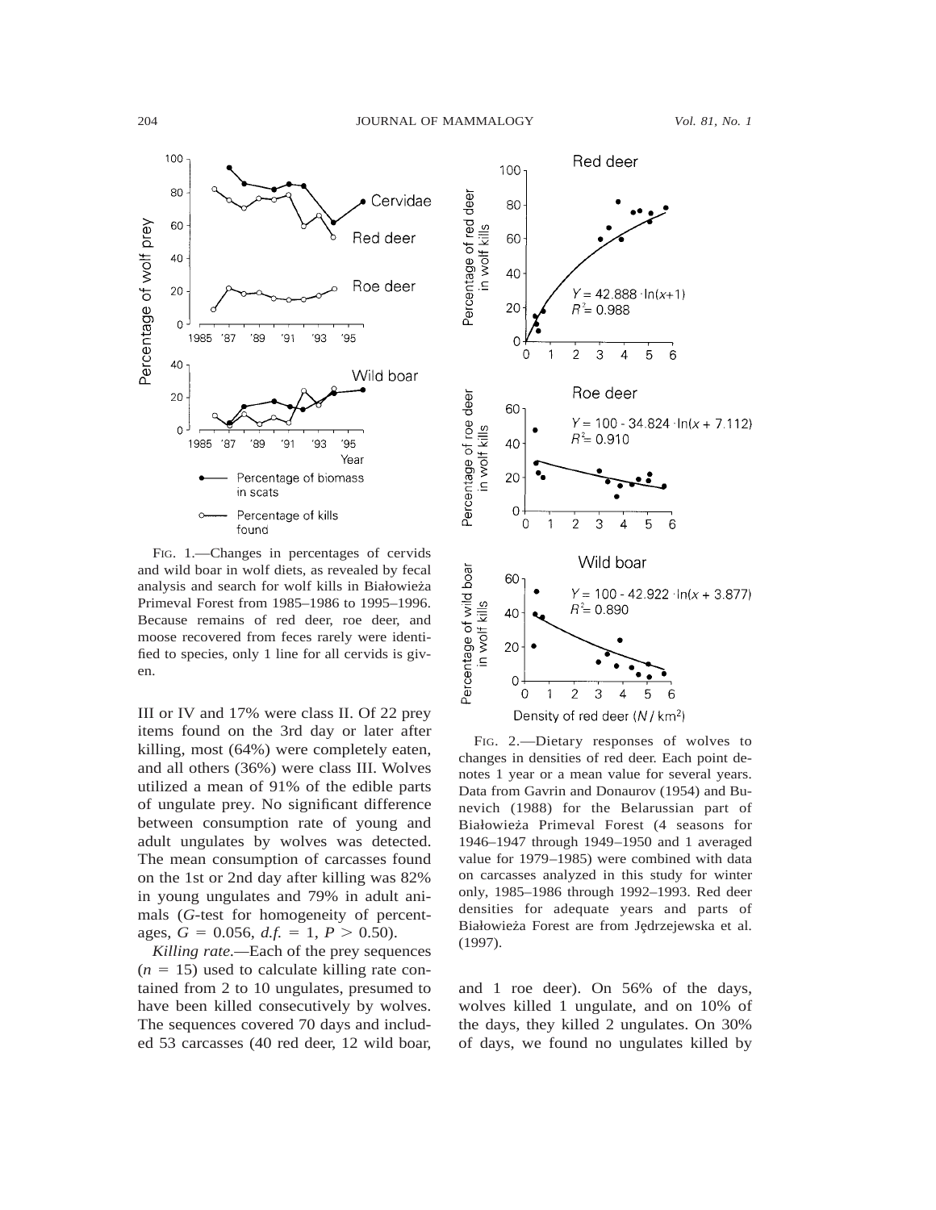FIG. 1.—Changes in percentages of cervids and wild boar in wolf diets, as revealed by fecal analysis and search for wolf kills in Białowieża Primeval Forest from 1985–1986 to 1995–1996. Because remains of red deer, roe deer, and moose recovered from feces rarely were identified to species, only 1 line for all cervids is given.

FIG. 2.—Dietary responses of wolves to changes in densities of red deer. Each point denotes 1 year or a mean value for several years. Data from Gavrin and Donaurov (1954) and Bunevich (1988) for the Belarussian part of Białowieża Primeval Forest (4 seasons for 1946–1947 through 1949–1950 and 1 averaged value for 1979–1985) were combined with data on carcasses analyzed in this study for winter only, 1985–1986 through 1992–1993. Red deer densities for adequate years and parts of Białowieża Forest are from Jędrzejewska et al. (1997).

III or IV and 17% were class II. Of 22 prey items found on the 3rd day or later after killing, most (64%) were completely eaten, and all others (36%) were class III. Wolves utilized a mean of 91% of the edible parts of ungulate prey. No significant difference between consumption rate of young and adult ungulates by wolves was detected. The mean consumption of carcasses found on the 1st or 2nd day after killing was 82% in young ungulates and 79% in adult animals ($G$-test for homogeneity of percentages, $G = 0.056$, $d.f. = 1$, $P > 0.50$).

*Killing rate*.—Each of the prey sequences ($n = 15$) used to calculate killing rate contained from 2 to 10 ungulates, presumed to have been killed consecutively by wolves. The sequences covered 70 days and included 53 carcasses (40 red deer, 12 wild boar, and 1 roe deer). On 56% of the days, wolves killed 1 ungulate, and on 10% of the days, they killed 2 ungulates. On 30% of days, we found no ungulates killed by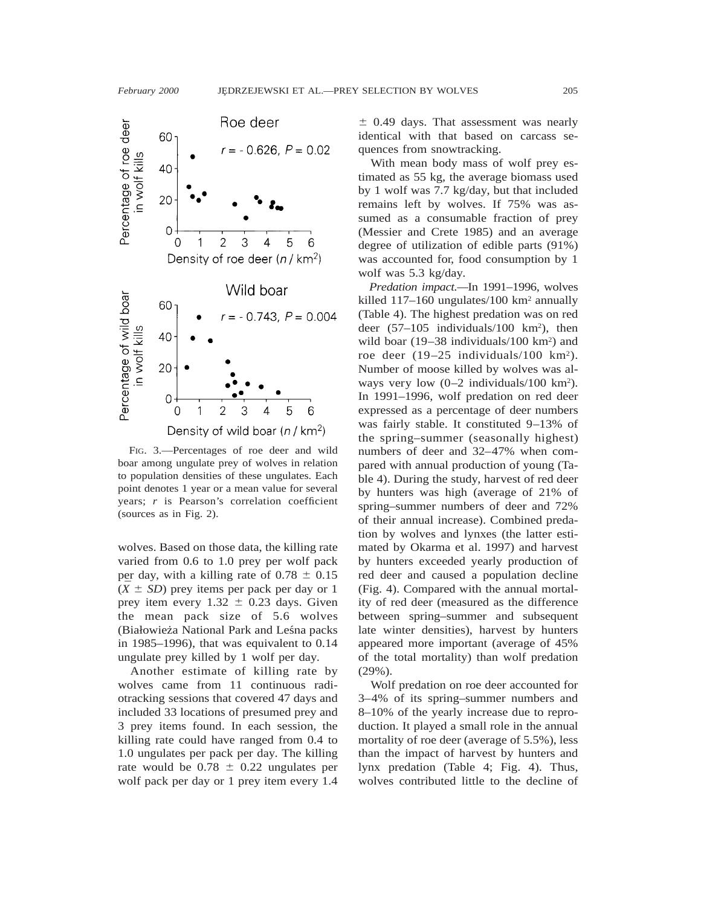FIG. 3.—Percentages of roe deer and wild boar among ungulate prey of wolves in relation to population densities of these ungulates. Each point denotes 1 year or a mean value for several years; *r* is Pearson's correlation coefficient (sources as in Fig. 2).

wolves. Based on those data, the killing rate varied from 0.6 to 1.0 prey per wolf pack per day, with a killing rate of 0.78 ± 0.15 ($\bar{X} \pm SD$) prey items per pack per day or 1 prey item every 1.32 ± 0.23 days. Given the mean pack size of 5.6 wolves (Białowieża National Park and Leśna packs in 1985–1996), that was equivalent to 0.14 ungulate prey killed by 1 wolf per day.

Another estimate of killing rate by wolves came from 11 continuous radiotracking sessions that covered 47 days and included 33 locations of presumed prey and 3 prey items found. In each session, the killing rate could have ranged from 0.4 to 1.0 ungulates per pack per day. The killing rate would be 0.78 ± 0.22 ungulates per wolf pack per day or 1 prey item every 1.4 ± 0.49 days. That assessment was nearly identical with that based on carcass sequences from snowtracking.

With mean body mass of wolf prey estimated as 55 kg, the average biomass used by 1 wolf was 7.7 kg/day, but that included remains left by wolves. If 75% was assumed as a consumable fraction of prey (Messier and Crete 1985) and an average degree of utilization of edible parts (91%) was accounted for, food consumption by 1 wolf was 5.3 kg/day.

*Predation impact.*—In 1991–1996, wolves killed 117–160 ungulates/100 $km^2$ annually (Table 4). The highest predation was on red deer (57–105 individuals/100 $km^2$), then wild boar (19–38 individuals/100 $km^2$) and roe deer (19–25 individuals/100 $km^2$). Number of moose killed by wolves was always very low (0–2 individuals/100 $km^2$). In 1991–1996, wolf predation on red deer expressed as a percentage of deer numbers was fairly stable. It constituted 9–13% of the spring–summer (seasonally highest) numbers of deer and 32–47% when compared with annual production of young (Table 4). During the study, harvest of red deer by hunters was high (average of 21% of spring–summer numbers of deer and 72% of their annual increase). Combined predation by wolves and lynxes (the latter estimated by Okarma et al. 1997) and harvest by hunters exceeded yearly production of red deer and caused a population decline (Fig. 4). Compared with the annual mortality of red deer (measured as the difference between spring–summer and subsequent late winter densities), harvest by hunters appeared more important (average of 45% of the total mortality) than wolf predation (29%).

Wolf predation on roe deer accounted for 3–4% of its spring–summer numbers and 8–10% of the yearly increase due to reproduction. It played a small role in the annual mortality of roe deer (average of 5.5%), less than the impact of harvest by hunters and lynx predation (Table 4; Fig. 4). Thus, wolves contributed little to the decline of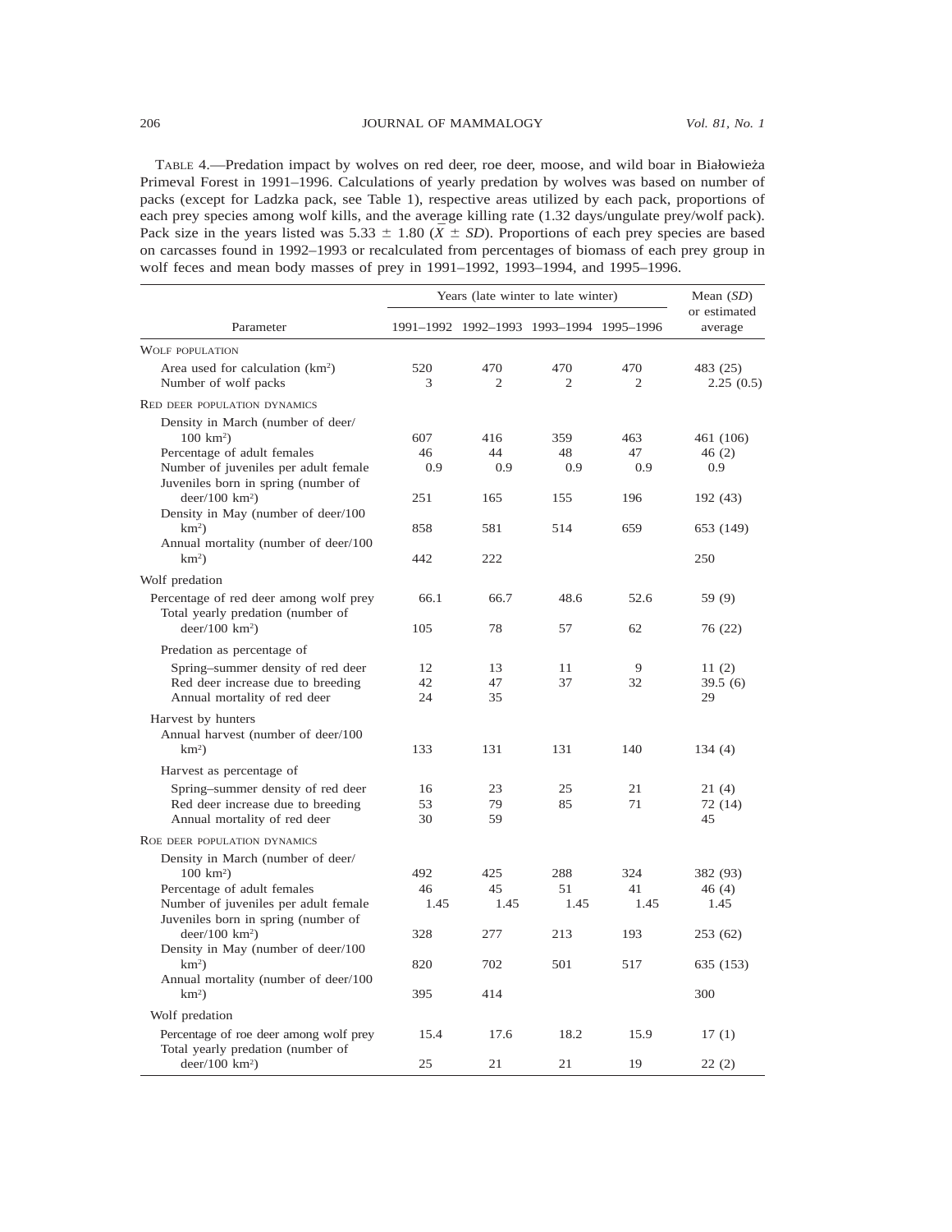TABLE 4.—Predation impact by wolves on red deer, roe deer, moose, and wild boar in Białowieża Primeval Forest in 1991–1996. Calculations of yearly predation by wolves was based on number of packs (except for Ladzka pack, see Table 1), respective areas utilized by each pack, proportions of each prey species among wolf kills, and the average killing rate (1.32 days/ungulate prey/wolf pack). Pack size in the years listed was 5.33 ± 1.80 ($\bar{X} \pm SD$). Proportions of each prey species are based on carcasses found in 1992–1993 or recalculated from percentages of biomass of each prey group in wolf feces and mean body masses of prey in 1991–1992, 1993–1994, and 1995–1996.

| Parameter | Years (late winter to late winter) | | | | Mean (*SD*) or estimated average |
|---|---|---|---|---|---|
| | 1991–1992 | 1992–1993 | 1993–1994 | 1995–1996 | |
| WOLF POPULATION | | | | | |
| Area used for calculation ($km^2$) | 520 | 470 | 470 | 470 | 483 (25) |
| Number of wolf packs | 3 | 2 | 2 | 2 | 2.25 (0.5) |
| RED DEER POPULATION DYNAMICS | | | | | |
| Density in March (number of deer/100 $km^2$) | 607 | 416 | 359 | 463 | 461 (106) |
| Percentage of adult females | 46 | 44 | 48 | 47 | 46 (2) |
| Number of juveniles per adult female | 0.9 | 0.9 | 0.9 | 0.9 | 0.9 |
| Juveniles born in spring (number of deer/100 $km^2$) | 251 | 165 | 155 | 196 | 192 (43) |
| Density in May (number of deer/100 $km^2$) | 858 | 581 | 514 | 659 | 653 (149) |
| Annual mortality (number of deer/100 $km^2$) | 442 | 222 | | | 250 |
| Wolf predation | | | | | |
| Percentage of red deer among wolf prey | 66.1 | 66.7 | 48.6 | 52.6 | 59 (9) |
| Total yearly predation (number of deer/100 $km^2$) | 105 | 78 | 57 | 62 | 76 (22) |
| Predation as percentage of | | | | | |
| Spring–summer density of red deer | 12 | 13 | 11 | 9 | 11 (2) |
| Red deer increase due to breeding | 42 | 47 | 37 | 32 | 39.5 (6) |
| Annual mortality of red deer | 24 | 35 | | | 29 |
| Harvest by hunters | | | | | |
| Annual harvest (number of deer/100 $km^2$) | 133 | 131 | 131 | 140 | 134 (4) |
| Harvest as percentage of | | | | | |
| Spring–summer density of red deer | 16 | 23 | 25 | 21 | 21 (4) |
| Red deer increase due to breeding | 53 | 79 | 85 | 71 | 72 (14) |
| Annual mortality of red deer | 30 | 59 | | | 45 |
| ROE DEER POPULATION DYNAMICS | | | | | |
| Density in March (number of deer/100 $km^2$) | 492 | 425 | 288 | 324 | 382 (93) |
| Percentage of adult females | 46 | 45 | 51 | 41 | 46 (4) |
| Number of juveniles per adult female | 1.45 | 1.45 | 1.45 | 1.45 | 1.45 |
| Juveniles born in spring (number of deer/100 $km^2$) | 328 | 277 | 213 | 193 | 253 (62) |
| Density in May (number of deer/100 $km^2$) | 820 | 702 | 501 | 517 | 635 (153) |
| Annual mortality (number of deer/100 $km^2$) | 395 | 414 | | | 300 |
| Wolf predation | | | | | |
| Percentage of roe deer among wolf prey | 15.4 | 17.6 | 18.2 | 15.9 | 17 (1) |
| Total yearly predation (number of deer/100 $km^2$) | 25 | 21 | 21 | 19 | 22 (2) |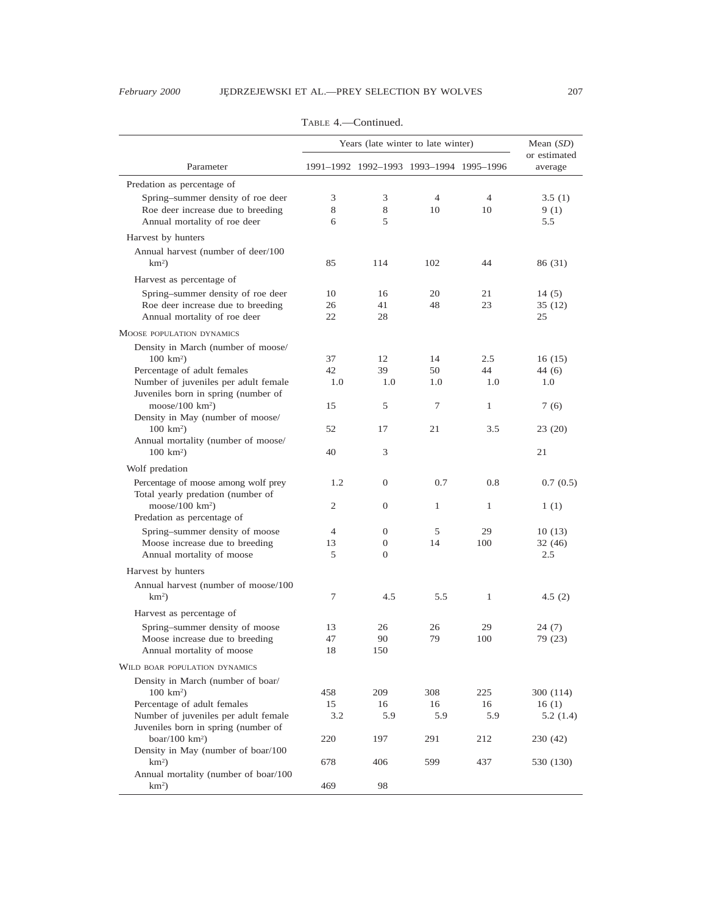TABLE 4.—Continued.

| Parameter | Years (late winter to late winter) | | | | Mean (*SD*) or estimated average |
|---|---|---|---|---|---|
| | 1991–1992 | 1992–1993 | 1993–1994 | 1995–1996 | |
| Predation as percentage of | | | | | |
| Spring–summer density of roe deer | 3 | 3 | 4 | 4 | 3.5 (1) |
| Roe deer increase due to breeding | 8 | 8 | 10 | 10 | 9 (1) |
| Annual mortality of roe deer | 6 | 5 | | | 5.5 |
| Harvest by hunters | | | | | |
| Annual harvest (number of deer/100 km²) | 85 | 114 | 102 | 44 | 86 (31) |
| Harvest as percentage of | | | | | |
| Spring–summer density of roe deer | 10 | 16 | 20 | 21 | 14 (5) |
| Roe deer increase due to breeding | 26 | 41 | 48 | 23 | 35 (12) |
| Annual mortality of roe deer | 22 | 28 | | | 25 |
| MOOSE POPULATION DYNAMICS | | | | | |
| Density in March (number of moose/100 km²) | 37 | 12 | 14 | 2.5 | 16 (15) |
| Percentage of adult females | 42 | 39 | 50 | 44 | 44 (6) |
| Number of juveniles per adult female | 1.0 | 1.0 | 1.0 | 1.0 | 1.0 |
| Juveniles born in spring (number of moose/100 km²) | 15 | 5 | 7 | 1 | 7 (6) |
| Density in May (number of moose/100 km²) | 52 | 17 | 21 | 3.5 | 23 (20) |
| Annual mortality (number of moose/100 km²) | 40 | 3 | | | 21 |
| Wolf predation | | | | | |
| Percentage of moose among wolf prey | 1.2 | 0 | 0.7 | 0.8 | 0.7 (0.5) |
| Total yearly predation (number of moose/100 km²) | 2 | 0 | 1 | 1 | 1 (1) |
| Predation as percentage of | | | | | |
| Spring–summer density of moose | 4 | 0 | 5 | 29 | 10 (13) |
| Moose increase due to breeding | 13 | 0 | 14 | 100 | 32 (46) |
| Annual mortality of moose | 5 | 0 | | | 2.5 |
| Harvest by hunters | | | | | |
| Annual harvest (number of moose/100 km²) | 7 | 4.5 | 5.5 | 1 | 4.5 (2) |
| Harvest as percentage of | | | | | |
| Spring–summer density of moose | 13 | 26 | 26 | 29 | 24 (7) |
| Moose increase due to breeding | 47 | 90 | 79 | 100 | 79 (23) |
| Annual mortality of moose | 18 | 150 | | | |
| WILD BOAR POPULATION DYNAMICS | | | | | |
| Density in March (number of boar/100 km²) | 458 | 209 | 308 | 225 | 300 (114) |
| Percentage of adult females | 15 | 16 | 16 | 16 | 16 (1) |
| Number of juveniles per adult female | 3.2 | 5.9 | 5.9 | 5.9 | 5.2 (1.4) |
| Juveniles born in spring (number of boar/100 km²) | 220 | 197 | 291 | 212 | 230 (42) |
| Density in May (number of boar/100 km²) | 678 | 406 | 599 | 437 | 530 (130) |
| Annual mortality (number of boar/100 km²) | 469 | 98 | | | |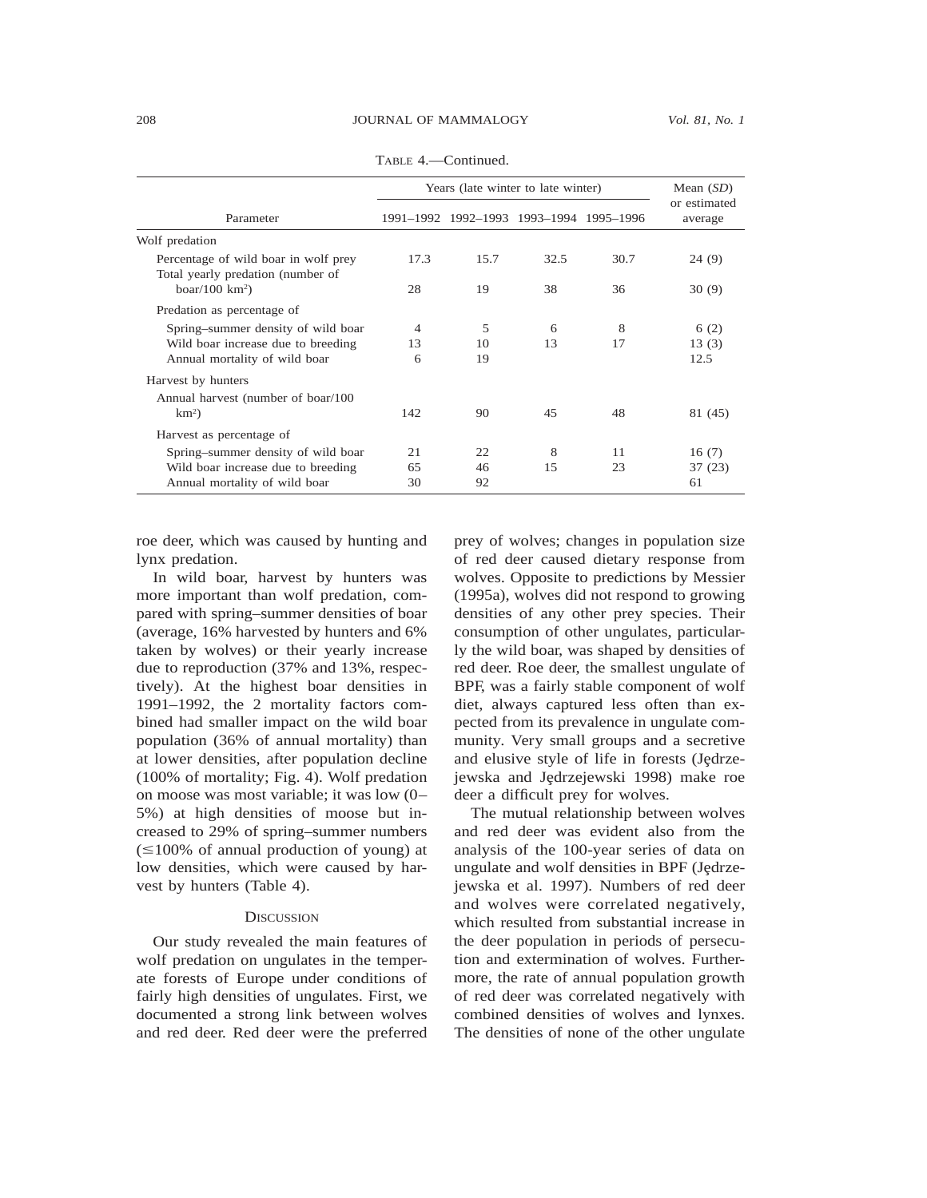TABLE 4.—Continued.

| Parameter | Years (late winter to late winter) | | | | Mean (*SD*) or estimated average |
|---|---|---|---|---|---|
| | 1991–1992 | 1992–1993 | 1993–1994 | 1995–1996 | |
| Wolf predation | | | | | |
| Percentage of wild boar in wolf prey | 17.3 | 15.7 | 32.5 | 30.7 | 24 (9) |
| Total yearly predation (number of boar/100 km²) | 28 | 19 | 38 | 36 | 30 (9) |
| Predation as percentage of | | | | | |
| Spring–summer density of wild boar | 4 | 5 | 6 | 8 | 6 (2) |
| Wild boar increase due to breeding | 13 | 10 | 13 | 17 | 13 (3) |
| Annual mortality of wild boar | 6 | 19 | | | 12.5 |
| Harvest by hunters | | | | | |
| Annual harvest (number of boar/100 km²) | 142 | 90 | 45 | 48 | 81 (45) |
| Harvest as percentage of | | | | | |
| Spring–summer density of wild boar | 21 | 22 | 8 | 11 | 16 (7) |
| Wild boar increase due to breeding | 65 | 46 | 15 | 23 | 37 (23) |
| Annual mortality of wild boar | 30 | 92 | | | 61 |

roe deer, which was caused by hunting and lynx predation.

In wild boar, harvest by hunters was more important than wolf predation, compared with spring–summer densities of boar (average, 16% harvested by hunters and 6% taken by wolves) or their yearly increase due to reproduction (37% and 13%, respectively). At the highest boar densities in 1991–1992, the 2 mortality factors combined had smaller impact on the wild boar population (36% of annual mortality) than at lower densities, after population decline (100% of mortality; Fig. 4). Wolf predation on moose was most variable; it was low (0–5%) at high densities of moose but increased to 29% of spring–summer numbers (≤100% of annual production of young) at low densities, which were caused by harvest by hunters (Table 4).

## Discussion

Our study revealed the main features of wolf predation on ungulates in the temperate forests of Europe under conditions of fairly high densities of ungulates. First, we documented a strong link between wolves and red deer. Red deer were the preferred prey of wolves; changes in population size of red deer caused dietary response from wolves. Opposite to predictions by Messier (1995a), wolves did not respond to growing densities of any other prey species. Their consumption of other ungulates, particularly the wild boar, was shaped by densities of red deer. Roe deer, the smallest ungulate of BPF, was a fairly stable component of wolf diet, always captured less often than expected from its prevalence in ungulate community. Very small groups and a secretive and elusive style of life in forests (Jędrzejewska and Jędrzejewski 1998) make roe deer a difficult prey for wolves.

The mutual relationship between wolves and red deer was evident also from the analysis of the 100-year series of data on ungulate and wolf densities in BPF (Jędrzejewska et al. 1997). Numbers of red deer and wolves were correlated negatively, which resulted from substantial increase in the deer population in periods of persecution and extermination of wolves. Furthermore, the rate of annual population growth of red deer was correlated negatively with combined densities of wolves and lynxes. The densities of none of the other ungulate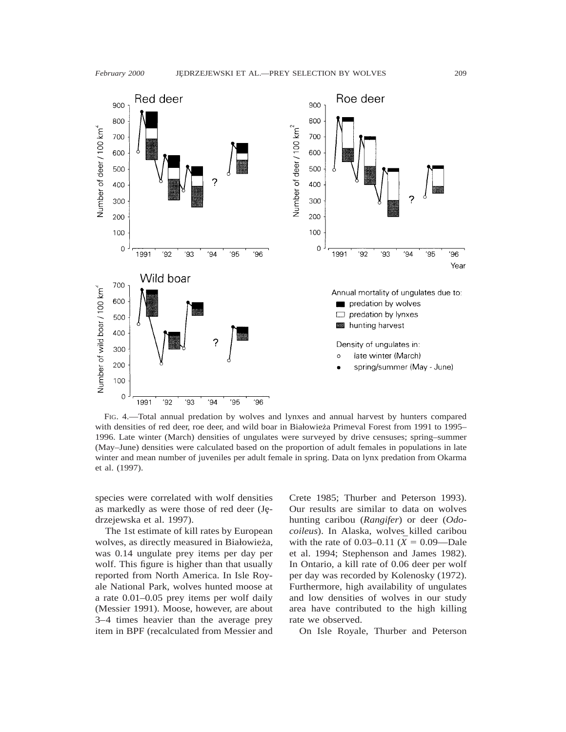FIG. 4.—Total annual predation by wolves and lynxes and annual harvest by hunters compared with densities of red deer, roe deer, and wild boar in Białowieża Primeval Forest from 1991 to 1995–1996. Late winter (March) densities of ungulates were surveyed by drive censuses; spring–summer (May–June) densities were calculated based on the proportion of adult females in populations in late winter and mean number of juveniles per adult female in spring. Data on lynx predation from Okarma et al. (1997).

species were correlated with wolf densities as markedly as were those of red deer (Jędrzejewska et al. 1997).

The 1st estimate of kill rates by European wolves, as directly measured in Białowieża, was 0.14 ungulate prey items per day per wolf. This figure is higher than that usually reported from North America. In Isle Royale National Park, wolves hunted moose at a rate 0.01–0.05 prey items per wolf daily (Messier 1991). Moose, however, are about 3–4 times heavier than the average prey item in BPF (recalculated from Messier and Crete 1985; Thurber and Peterson 1993). Our results are similar to data on wolves hunting caribou (*Rangifer*) or deer (*Odocoileus*). In Alaska, wolves killed caribou with the rate of 0.03–0.11 ($\bar{X}$ = 0.09—Dale et al. 1994; Stephenson and James 1982). In Ontario, a kill rate of 0.06 deer per wolf per day was recorded by Kolenosky (1972). Furthermore, high availability of ungulates and low densities of wolves in our study area have contributed to the high killing rate we observed.

On Isle Royale, Thurber and Peterson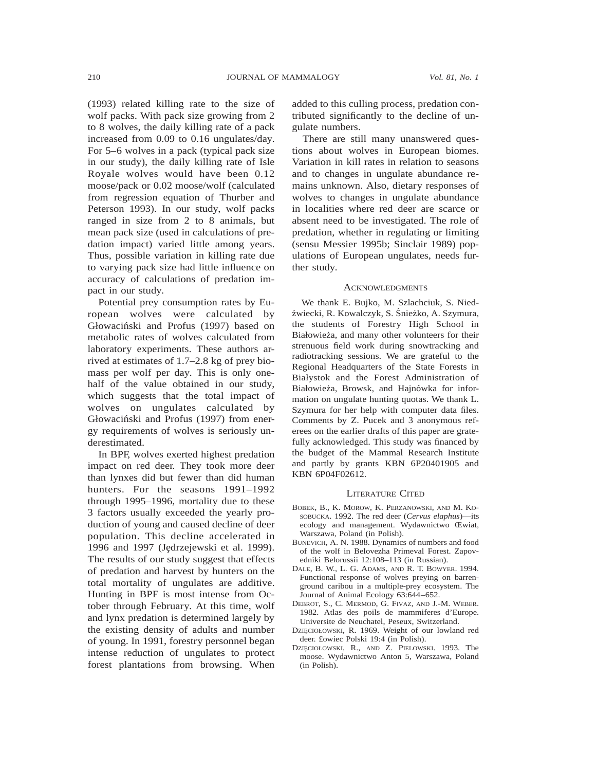(1993) related killing rate to the size of wolf packs. With pack size growing from 2 to 8 wolves, the daily killing rate of a pack increased from 0.09 to 0.16 ungulates/day. For 5–6 wolves in a pack (typical pack size in our study), the daily killing rate of Isle Royale wolves would have been 0.12 moose/pack or 0.02 moose/wolf (calculated from regression equation of Thurber and Peterson 1993). In our study, wolf packs ranged in size from 2 to 8 animals, but mean pack size (used in calculations of predation impact) varied little among years. Thus, possible variation in killing rate due to varying pack size had little influence on accuracy of calculations of predation impact in our study.

Potential prey consumption rates by European wolves were calculated by Głowaciński and Profus (1997) based on metabolic rates of wolves calculated from laboratory experiments. These authors arrived at estimates of 1.7–2.8 kg of prey biomass per wolf per day. This is only one-half of the value obtained in our study, which suggests that the total impact of wolves on ungulates calculated by Głowaciński and Profus (1997) from energy requirements of wolves is seriously underestimated.

In BPF, wolves exerted highest predation impact on red deer. They took more deer than lynxes did but fewer than did human hunters. For the seasons 1991–1992 through 1995–1996, mortality due to these 3 factors usually exceeded the yearly production of young and caused decline of deer population. This decline accelerated in 1996 and 1997 (Jędrzejewski et al. 1999). The results of our study suggest that effects of predation and harvest by hunters on the total mortality of ungulates are additive. Hunting in BPF is most intense from October through February. At this time, wolf and lynx predation is determined largely by the existing density of adults and number of young. In 1991, forestry personnel began intense reduction of ungulates to protect forest plantations from browsing. When added to this culling process, predation contributed significantly to the decline of ungulate numbers.

There are still many unanswered questions about wolves in European biomes. Variation in kill rates in relation to seasons and to changes in ungulate abundance remains unknown. Also, dietary responses of wolves to changes in ungulate abundance in localities where red deer are scarce or absent need to be investigated. The role of predation, whether in regulating or limiting (sensu Messier 1995b; Sinclair 1989) populations of European ungulates, needs further study.

## Acknowledgments

We thank E. Bujko, M. Szlachciuk, S. Niedźwiecki, R. Kowalczyk, S. Śnieżko, A. Szymura, the students of Forestry High School in Białowieża, and many other volunteers for their strenuous field work during snowtracking and radiotracking sessions. We are grateful to the Regional Headquarters of the State Forests in Białystok and the Forest Administration of Białowieża, Browsk, and Hajnówka for information on ungulate hunting quotas. We thank L. Szymura for her help with computer data files. Comments by Z. Pucek and 3 anonymous referees on the earlier drafts of this paper are gratefully acknowledged. This study was financed by the budget of the Mammal Research Institute and partly by grants KBN 6P20401905 and KBN 6P04F02612.

## Literature Cited

Bobek, B., K. Morow, K. Perzanowski, and M. Kosobucka. 1992. The red deer (*Cervus elaphus*)—its ecology and management. Wydawnictwo Œwiat, Warszawa, Poland (in Polish).

Bunevich, A. N. 1988. Dynamics of numbers and food of the wolf in Belovezha Primeval Forest. Zapovedniki Belorussii 12:108–113 (in Russian).

Dale, B. W., L. G. Adams, and R. T. Bowyer. 1994. Functional response of wolves preying on barren-ground caribou in a multiple-prey ecosystem. The Journal of Animal Ecology 63:644–652.

Debrot, S., C. Mermod, G. Fivaz, and J.-M. Weber. 1982. Atlas des poils de mammiferes d'Europe. Universite de Neuchatel, Peseux, Switzerland.

Dzięciołowski, R. 1969. Weight of our lowland red deer. £owiec Polski 19:4 (in Polish).

Dzięciołowski, R., and Z. Pielowski. 1993. The moose. Wydawnictwo Anton 5, Warszawa, Poland (in Polish).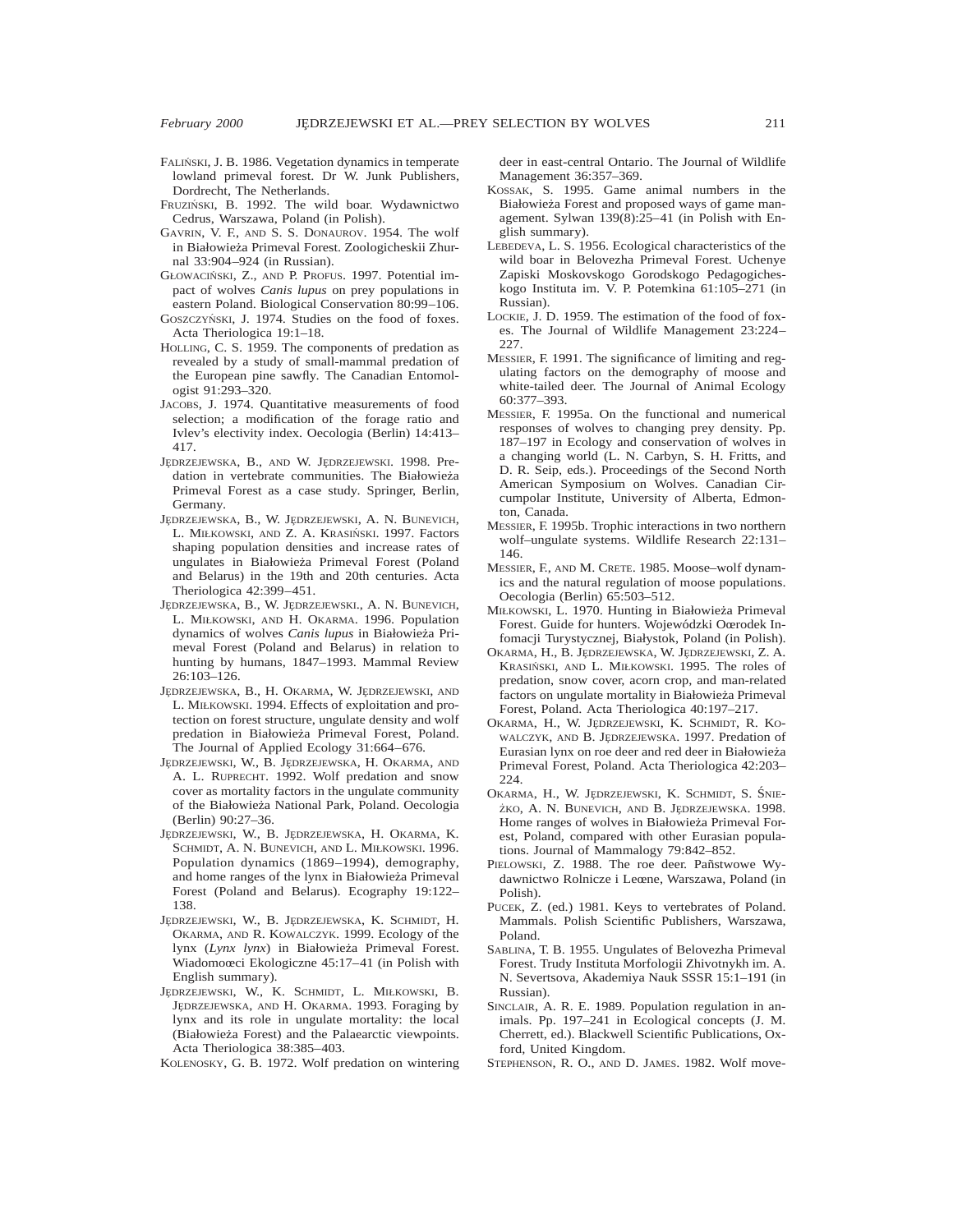FALIŃSKI, J. B. 1986. Vegetation dynamics in temperate lowland primeval forest. Dr W. Junk Publishers, Dordrecht, The Netherlands.

FRUZIŃSKI, B. 1992. The wild boar. Wydawnictwo Cedrus, Warszawa, Poland (in Polish).

GAVRIN, V. F., AND S. S. DONAUROV. 1954. The wolf in Białowieża Primeval Forest. Zoologicheskii Zhurnal 33:904–924 (in Russian).

GŁOWACIŃSKI, Z., AND P. PROFUS. 1997. Potential impact of wolves *Canis lupus* on prey populations in eastern Poland. Biological Conservation 80:99–106.

GOSZCZYŃSKI, J. 1974. Studies on the food of foxes. Acta Theriologica 19:1–18.

HOLLING, C. S. 1959. The components of predation as revealed by a study of small-mammal predation of the European pine sawfly. The Canadian Entomologist 91:293–320.

JACOBS, J. 1974. Quantitative measurements of food selection; a modification of the forage ratio and Ivlev's electivity index. Oecologia (Berlin) 14:413–417.

JĘDRZEJEWSKA, B., AND W. JĘDRZEJEWSKI. 1998. Predation in vertebrate communities. The Białowieża Primeval Forest as a case study. Springer, Berlin, Germany.

JĘDRZEJEWSKA, B., W. JĘDRZEJEWSKI, A. N. BUNEVICH, L. MIŁKOWSKI, AND Z. A. KRASIŃSKI. 1997. Factors shaping population densities and increase rates of ungulates in Białowieża Primeval Forest (Poland and Belarus) in the 19th and 20th centuries. Acta Theriologica 42:399–451.

JĘDRZEJEWSKA, B., W. JĘDRZEJEWSKI., A. N. BUNEVICH, L. MIŁKOWSKI, AND H. OKARMA. 1996. Population dynamics of wolves *Canis lupus* in Białowieża Primeval Forest (Poland and Belarus) in relation to hunting by humans, 1847–1993. Mammal Review 26:103–126.

JĘDRZEJEWSKA, B., H. OKARMA, W. JĘDRZEJEWSKI, AND L. MIŁKOWSKI. 1994. Effects of exploitation and protection on forest structure, ungulate density and wolf predation in Białowieża Primeval Forest, Poland. The Journal of Applied Ecology 31:664–676.

JĘDRZEJEWSKI, W., B. JĘDRZEJEWSKA, H. OKARMA, AND A. L. RUPRECHT. 1992. Wolf predation and snow cover as mortality factors in the ungulate community of the Białowieża National Park, Poland. Oecologia (Berlin) 90:27–36.

JĘDRZEJEWSKI, W., B. JĘDRZEJEWSKA, H. OKARMA, K. SCHMIDT, A. N. BUNEVICH, AND L. MIŁKOWSKI. 1996. Population dynamics (1869–1994), demography, and home ranges of the lynx in Białowieża Primeval Forest (Poland and Belarus). Ecography 19:122–138.

JĘDRZEJEWSKI, W., B. JĘDRZEJEWSKA, K. SCHMIDT, H. OKARMA, AND R. KOWALCZYK. 1999. Ecology of the lynx (*Lynx lynx*) in Białowieża Primeval Forest. Wiadomoœci Ekologiczne 45:17–41 (in Polish with English summary).

JĘDRZEJEWSKI, W., K. SCHMIDT, L. MIŁKOWSKI, B. JĘDRZEJEWSKA, AND H. OKARMA. 1993. Foraging by lynx and its role in ungulate mortality: the local (Białowieża Forest) and the Palaearctic viewpoints. Acta Theriologica 38:385–403.

KOLENOSKY, G. B. 1972. Wolf predation on wintering deer in east-central Ontario. The Journal of Wildlife Management 36:357–369.

KOSSAK, S. 1995. Game animal numbers in the Białowieża Forest and proposed ways of game management. Sylwan 139(8):25–41 (in Polish with English summary).

LEBEDEVA, L. S. 1956. Ecological characteristics of the wild boar in Belovezha Primeval Forest. Uchenye Zapiski Moskovskogo Gorodskogo Pedagogicheskogo Instituta im. V. P. Potemkina 61:105–271 (in Russian).

LOCKIE, J. D. 1959. The estimation of the food of foxes. The Journal of Wildlife Management 23:224–227.

MESSIER, F. 1991. The significance of limiting and regulating factors on the demography of moose and white-tailed deer. The Journal of Animal Ecology 60:377–393.

MESSIER, F. 1995a. On the functional and numerical responses of wolves to changing prey density. Pp. 187–197 in Ecology and conservation of wolves in a changing world (L. N. Carbyn, S. H. Fritts, and D. R. Seip, eds.). Proceedings of the Second North American Symposium on Wolves. Canadian Circumpolar Institute, University of Alberta, Edmonton, Canada.

MESSIER, F. 1995b. Trophic interactions in two northern wolf–ungulate systems. Wildlife Research 22:131–146.

MESSIER, F., AND M. CRETE. 1985. Moose–wolf dynamics and the natural regulation of moose populations. Oecologia (Berlin) 65:503–512.

MIŁKOWSKI, L. 1970. Hunting in Białowieża Primeval Forest. Guide for hunters. Wojewódzki Oœrodek Infomacji Turystycznej, Białystok, Poland (in Polish).

OKARMA, H., B. JĘDRZEJEWSKA, W. JĘDRZEJEWSKI, Z. A. KRASIŃSKI, AND L. MIŁKOWSKI. 1995. The roles of predation, snow cover, acorn crop, and man-related factors on ungulate mortality in Białowieża Primeval Forest, Poland. Acta Theriologica 40:197–217.

OKARMA, H., W. JĘDRZEJEWSKI, K. SCHMIDT, R. KOWALCZYK, AND B. JĘDRZEJEWSKA. 1997. Predation of Eurasian lynx on roe deer and red deer in Białowieża Primeval Forest, Poland. Acta Theriologica 42:203–224.

OKARMA, H., W. JĘDRZEJEWSKI, K. SCHMIDT, S. ŚNIEŻKO, A. N. BUNEVICH, AND B. JĘDRZEJEWSKA. 1998. Home ranges of wolves in Białowieża Primeval Forest, Poland, compared with other Eurasian populations. Journal of Mammalogy 79:842–852.

PIELOWSKI, Z. 1988. The roe deer. Pañstwowe Wydawnictwo Rolnicze i Leœne, Warszawa, Poland (in Polish).

PUCEK, Z. (ed.) 1981. Keys to vertebrates of Poland. Mammals. Polish Scientific Publishers, Warszawa, Poland.

SABLINA, T. B. 1955. Ungulates of Belovezha Primeval Forest. Trudy Instituta Morfologii Zhivotnykh im. A. N. Severtsova, Akademiya Nauk SSSR 15:1–191 (in Russian).

SINCLAIR, A. R. E. 1989. Population regulation in animals. Pp. 197–241 in Ecological concepts (J. M. Cherrett, ed.). Blackwell Scientific Publications, Oxford, United Kingdom.

STEPHENSON, R. O., AND D. JAMES. 1982. Wolf move-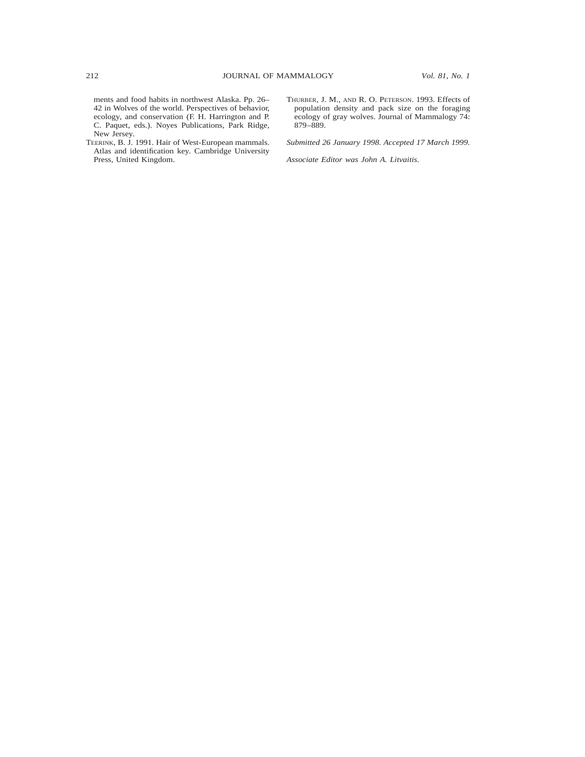ments and food habits in northwest Alaska. Pp. 26–42 in Wolves of the world. Perspectives of behavior, ecology, and conservation (F. H. Harrington and P. C. Paquet, eds.). Noyes Publications, Park Ridge, New Jersey.

TEERINK, B. J. 1991. Hair of West-European mammals. Atlas and identification key. Cambridge University Press, United Kingdom.

THURBER, J. M., AND R. O. PETERSON. 1993. Effects of population density and pack size on the foraging ecology of gray wolves. Journal of Mammalogy 74: 879–889.

*Submitted 26 January 1998. Accepted 17 March 1999.*

*Associate Editor was John A. Litvaitis.*